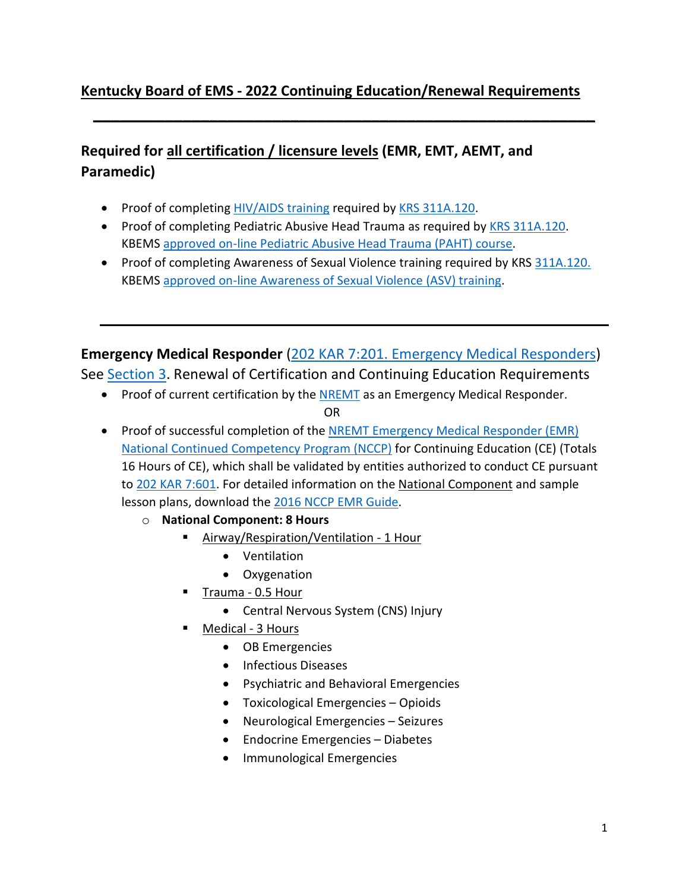# Kentucky Board of EMS - 2022 Continuing Education/Renewal Requirements

---

## Required for all certification / licensure levels (EMR, EMT, AEMT, and Paramedic)

- Proof of completing HIV/AIDS training required by KRS 311A.120.
- Proof of completing Pediatric Abusive Head Trauma as required by KRS 311A.120. KBEMS approved on-line Pediatric Abusive Head Trauma (PAHT) course.
- Proof of completing Awareness of Sexual Violence training required by KRS 311A.120. KBEMS approved on-line Awareness of Sexual Violence (ASV) training.

---

## Emergency Medical Responder (202 KAR 7:201. Emergency Medical Responders)

See Section 3. Renewal of Certification and Continuing Education Requirements

- Proof of current certification by the NREMT as an Emergency Medical Responder.

  OR

- Proof of successful completion of the NREMT Emergency Medical Responder (EMR) National Continued Competency Program (NCCP) for Continuing Education (CE) (Totals 16 Hours of CE), which shall be validated by entities authorized to conduct CE pursuant to 202 KAR 7:601. For detailed information on the National Component and sample lesson plans, download the 2016 NCCP EMR Guide.
  - **National Component: 8 Hours**
    - Airway/Respiration/Ventilation - 1 Hour
      - Ventilation
      - Oxygenation
    - Trauma - 0.5 Hour
      - Central Nervous System (CNS) Injury
    - Medical - 3 Hours
      - OB Emergencies
      - Infectious Diseases
      - Psychiatric and Behavioral Emergencies
      - Toxicological Emergencies – Opioids
      - Neurological Emergencies – Seizures
      - Endocrine Emergencies – Diabetes
      - Immunological Emergencies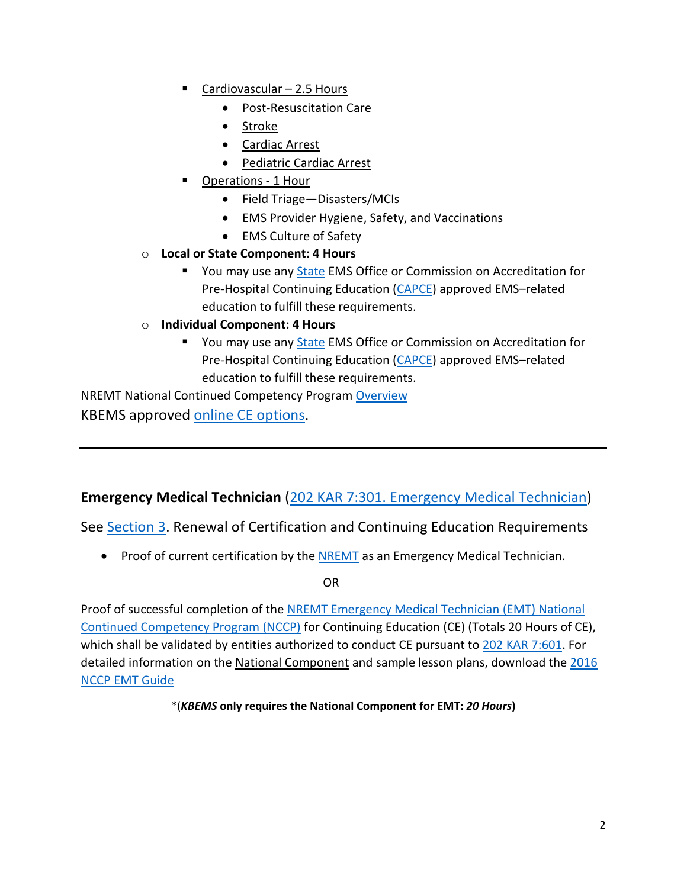- Cardiovascular – 2.5 Hours
        - Post-Resuscitation Care
        - Stroke
        - Cardiac Arrest
        - Pediatric Cardiac Arrest
    - Operations - 1 Hour
        - Field Triage—Disasters/MCIs
        - EMS Provider Hygiene, Safety, and Vaccinations
        - EMS Culture of Safety
  - **Local or State Component: 4 Hours**
    - You may use any State EMS Office or Commission on Accreditation for Pre-Hospital Continuing Education (CAPCE) approved EMS–related education to fulfill these requirements.
  - **Individual Component: 4 Hours**
    - You may use any State EMS Office or Commission on Accreditation for Pre-Hospital Continuing Education (CAPCE) approved EMS–related education to fulfill these requirements.

NREMT National Continued Competency Program Overview

KBEMS approved online CE options.

---

**Emergency Medical Technician** (202 KAR 7:301. Emergency Medical Technician)

See Section 3. Renewal of Certification and Continuing Education Requirements

- Proof of current certification by the NREMT as an Emergency Medical Technician.

OR

Proof of successful completion of the NREMT Emergency Medical Technician (EMT) National Continued Competency Program (NCCP) for Continuing Education (CE) (Totals 20 Hours of CE), which shall be validated by entities authorized to conduct CE pursuant to 202 KAR 7:601. For detailed information on the National Component and sample lesson plans, download the 2016 NCCP EMT Guide

*(***KBEMS* only requires the National Component for EMT:** ***20 Hours*****)**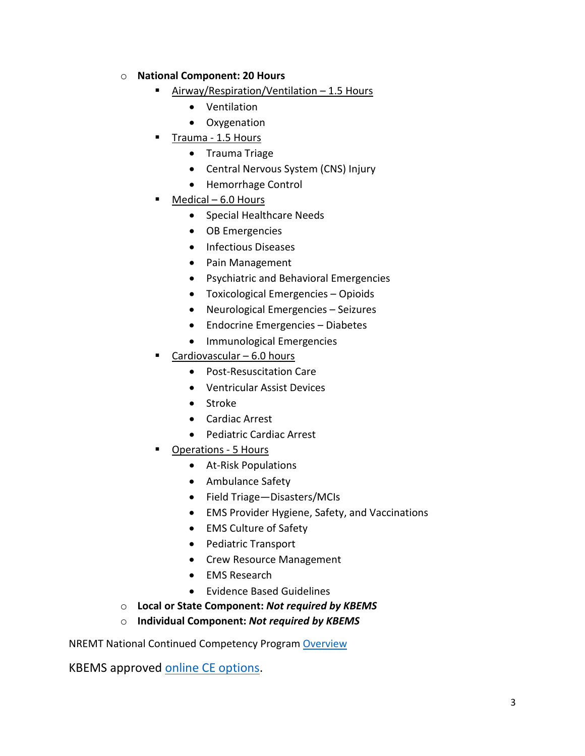- **National Component: 20 Hours**
  - Airway/Respiration/Ventilation – 1.5 Hours
    - Ventilation
    - Oxygenation
  - Trauma - 1.5 Hours
    - Trauma Triage
    - Central Nervous System (CNS) Injury
    - Hemorrhage Control
  - Medical – 6.0 Hours
    - Special Healthcare Needs
    - OB Emergencies
    - Infectious Diseases
    - Pain Management
    - Psychiatric and Behavioral Emergencies
    - Toxicological Emergencies – Opioids
    - Neurological Emergencies – Seizures
    - Endocrine Emergencies – Diabetes
    - Immunological Emergencies
  - Cardiovascular – 6.0 hours
    - Post-Resuscitation Care
    - Ventricular Assist Devices
    - Stroke
    - Cardiac Arrest
    - Pediatric Cardiac Arrest
  - Operations - 5 Hours
    - At-Risk Populations
    - Ambulance Safety
    - Field Triage—Disasters/MCIs
    - EMS Provider Hygiene, Safety, and Vaccinations
    - EMS Culture of Safety
    - Pediatric Transport
    - Crew Resource Management
    - EMS Research
    - Evidence Based Guidelines
- **Local or State Component: *Not required by KBEMS***
- **Individual Component: *Not required by KBEMS***

NREMT National Continued Competency Program Overview

KBEMS approved online CE options.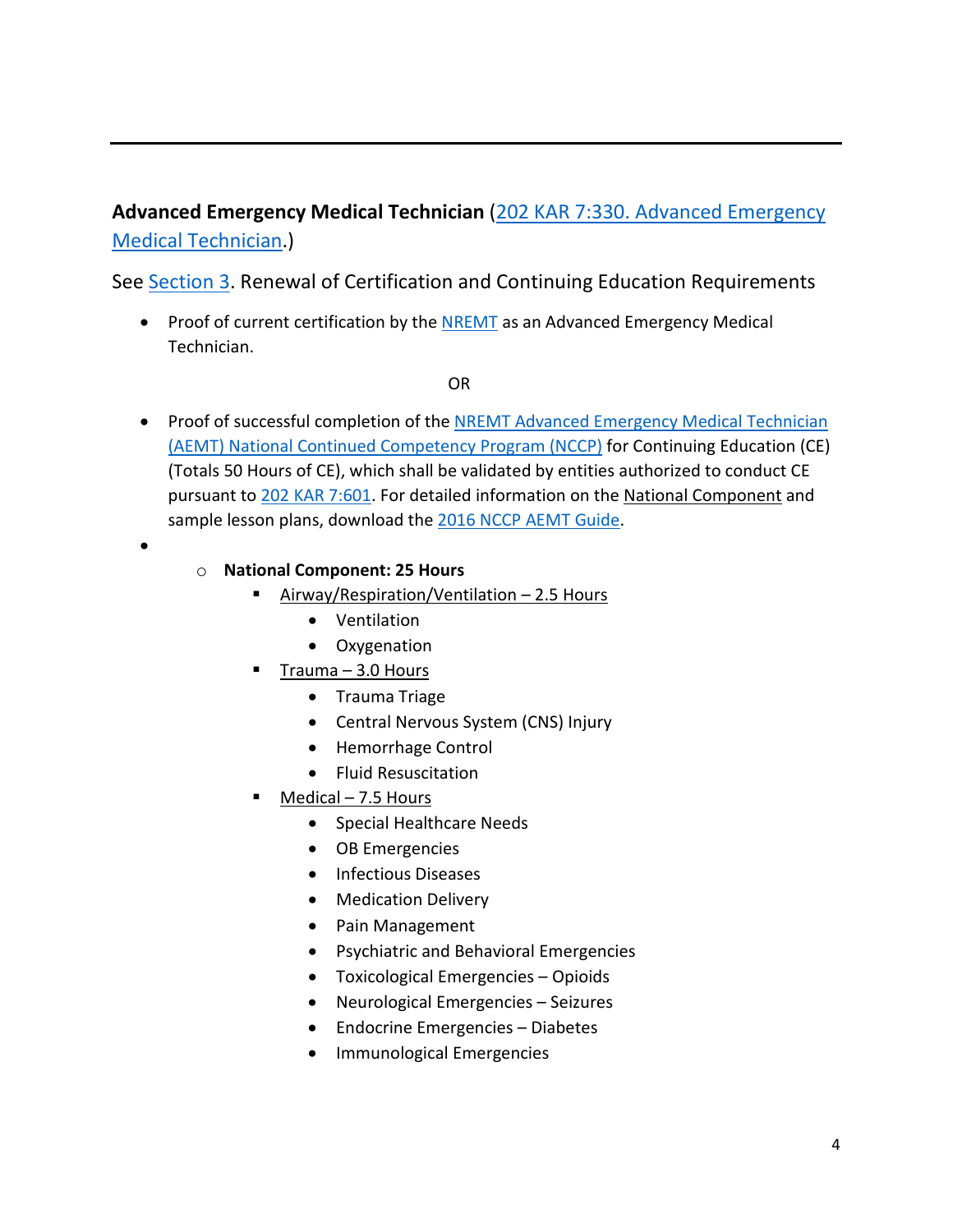---

**Advanced Emergency Medical Technician** ([202 KAR 7:330. Advanced Emergency Medical Technician](202 KAR 7:330. Advanced Emergency Medical Technician).)

See [Section 3](Section 3). Renewal of Certification and Continuing Education Requirements

- Proof of current certification by the [NREMT](NREMT) as an Advanced Emergency Medical Technician.

OR

- Proof of successful completion of the [NREMT Advanced Emergency Medical Technician (AEMT) National Continued Competency Program (NCCP)](NREMT Advanced Emergency Medical Technician (AEMT) National Continued Competency Program (NCCP)) for Continuing Education (CE) (Totals 50 Hours of CE), which shall be validated by entities authorized to conduct CE pursuant to [202 KAR 7:601](202 KAR 7:601). For detailed information on the National Component and sample lesson plans, download the [2016 NCCP AEMT Guide](2016 NCCP AEMT Guide).
-
  - **National Component: 25 Hours**
    - Airway/Respiration/Ventilation – 2.5 Hours
      - Ventilation
      - Oxygenation
    - Trauma – 3.0 Hours
      - Trauma Triage
      - Central Nervous System (CNS) Injury
      - Hemorrhage Control
      - Fluid Resuscitation
    - Medical – 7.5 Hours
      - Special Healthcare Needs
      - OB Emergencies
      - Infectious Diseases
      - Medication Delivery
      - Pain Management
      - Psychiatric and Behavioral Emergencies
      - Toxicological Emergencies – Opioids
      - Neurological Emergencies – Seizures
      - Endocrine Emergencies – Diabetes
      - Immunological Emergencies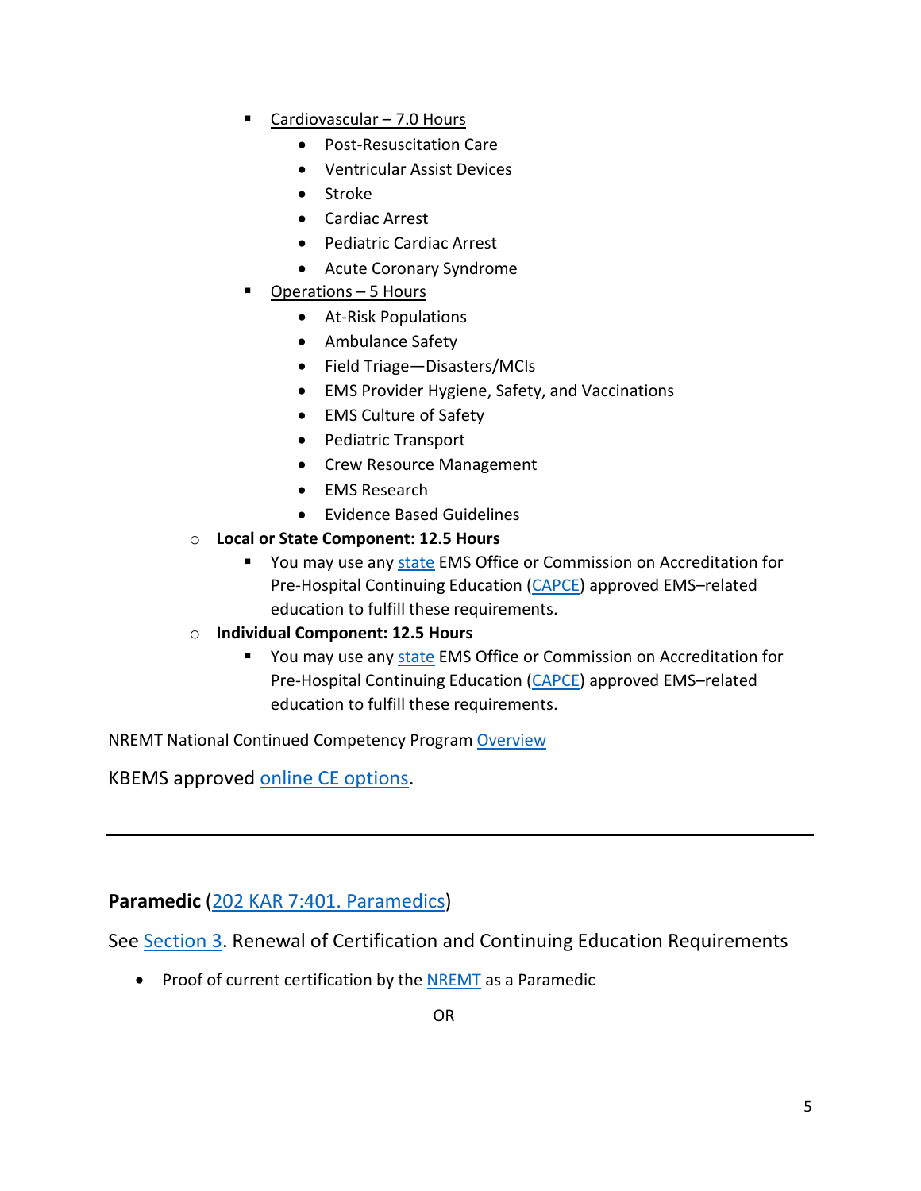- Cardiovascular – 7.0 Hours
  - Post-Resuscitation Care
  - Ventricular Assist Devices
  - Stroke
  - Cardiac Arrest
  - Pediatric Cardiac Arrest
  - Acute Coronary Syndrome
- Operations – 5 Hours
  - At-Risk Populations
  - Ambulance Safety
  - Field Triage—Disasters/MCIs
  - EMS Provider Hygiene, Safety, and Vaccinations
  - EMS Culture of Safety
  - Pediatric Transport
  - Crew Resource Management
  - EMS Research
  - Evidence Based Guidelines

- **Local or State Component: 12.5 Hours**
  - You may use any state EMS Office or Commission on Accreditation for Pre-Hospital Continuing Education (CAPCE) approved EMS–related education to fulfill these requirements.
- **Individual Component: 12.5 Hours**
  - You may use any state EMS Office or Commission on Accreditation for Pre-Hospital Continuing Education (CAPCE) approved EMS–related education to fulfill these requirements.

NREMT National Continued Competency Program Overview

KBEMS approved online CE options.

---

**Paramedic** (202 KAR 7:401. Paramedics)

See Section 3. Renewal of Certification and Continuing Education Requirements

- Proof of current certification by the NREMT as a Paramedic

OR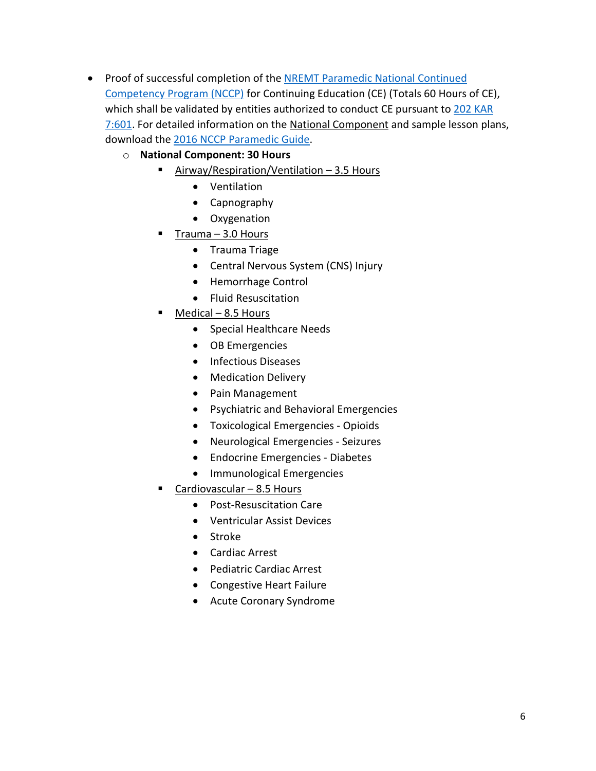- Proof of successful completion of the NREMT Paramedic National Continued Competency Program (NCCP) for Continuing Education (CE) (Totals 60 Hours of CE), which shall be validated by entities authorized to conduct CE pursuant to 202 KAR 7:601. For detailed information on the National Component and sample lesson plans, download the 2016 NCCP Paramedic Guide.
  - **National Component: 30 Hours**
    - Airway/Respiration/Ventilation – 3.5 Hours
      - Ventilation
      - Capnography
      - Oxygenation
    - Trauma – 3.0 Hours
      - Trauma Triage
      - Central Nervous System (CNS) Injury
      - Hemorrhage Control
      - Fluid Resuscitation
    - Medical – 8.5 Hours
      - Special Healthcare Needs
      - OB Emergencies
      - Infectious Diseases
      - Medication Delivery
      - Pain Management
      - Psychiatric and Behavioral Emergencies
      - Toxicological Emergencies - Opioids
      - Neurological Emergencies - Seizures
      - Endocrine Emergencies - Diabetes
      - Immunological Emergencies
    - Cardiovascular – 8.5 Hours
      - Post-Resuscitation Care
      - Ventricular Assist Devices
      - Stroke
      - Cardiac Arrest
      - Pediatric Cardiac Arrest
      - Congestive Heart Failure
      - Acute Coronary Syndrome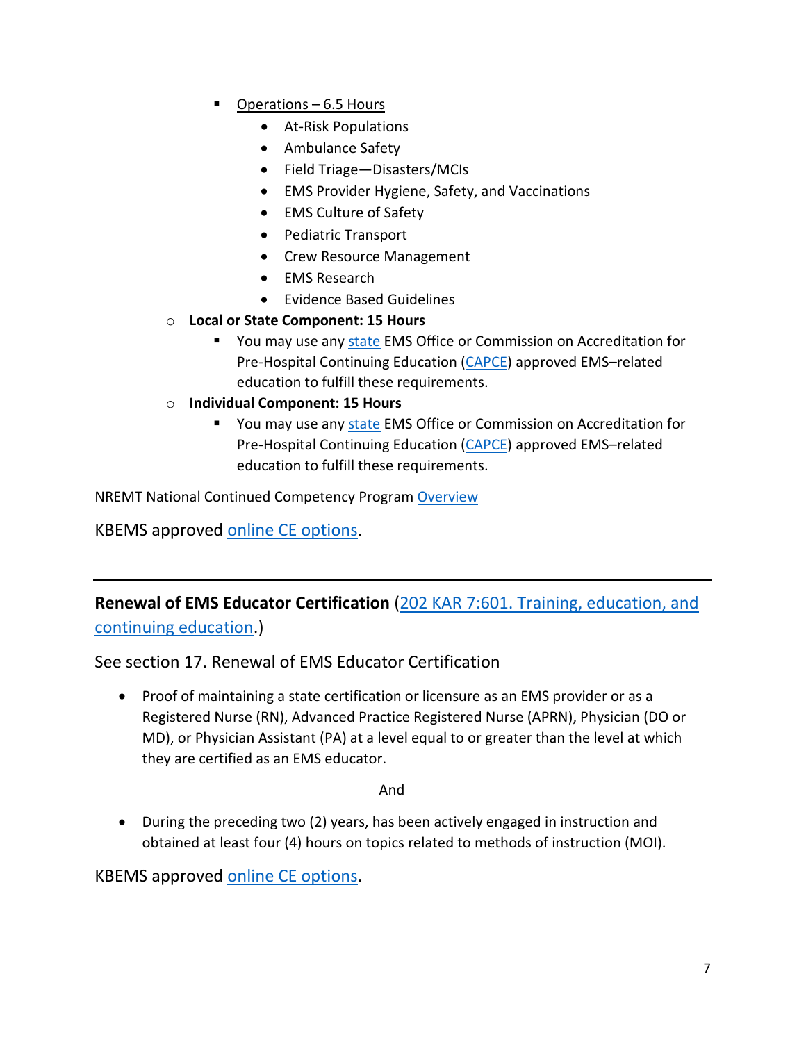- Operations – 6.5 Hours
  - At-Risk Populations
  - Ambulance Safety
  - Field Triage—Disasters/MCIs
  - EMS Provider Hygiene, Safety, and Vaccinations
  - EMS Culture of Safety
  - Pediatric Transport
  - Crew Resource Management
  - EMS Research
  - Evidence Based Guidelines

- **Local or State Component: 15 Hours**
  - You may use any state EMS Office or Commission on Accreditation for Pre-Hospital Continuing Education (CAPCE) approved EMS–related education to fulfill these requirements.
- **Individual Component: 15 Hours**
  - You may use any state EMS Office or Commission on Accreditation for Pre-Hospital Continuing Education (CAPCE) approved EMS–related education to fulfill these requirements.

NREMT National Continued Competency Program Overview

KBEMS approved online CE options.

---

**Renewal of EMS Educator Certification** (202 KAR 7:601. Training, education, and continuing education.)

See section 17. Renewal of EMS Educator Certification

- Proof of maintaining a state certification or licensure as an EMS provider or as a Registered Nurse (RN), Advanced Practice Registered Nurse (APRN), Physician (DO or MD), or Physician Assistant (PA) at a level equal to or greater than the level at which they are certified as an EMS educator.

And

- During the preceding two (2) years, has been actively engaged in instruction and obtained at least four (4) hours on topics related to methods of instruction (MOI).

KBEMS approved online CE options.